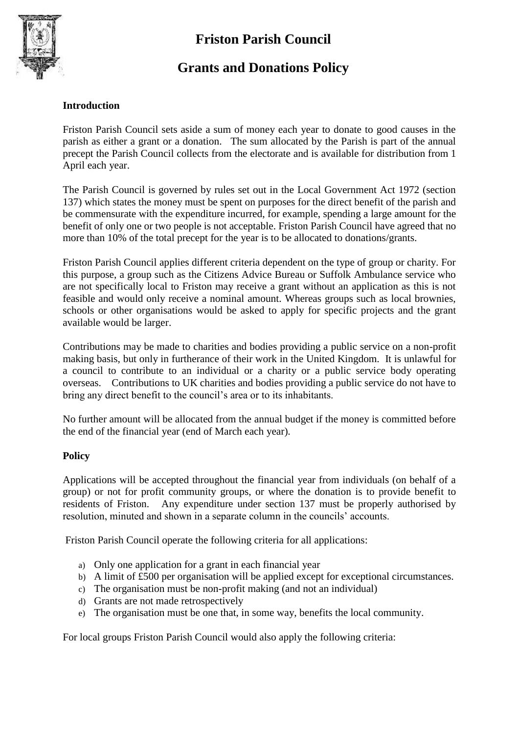# Friston Parish Council

## Grants and Donations Policy

### Introduction

Friston Parish Council sets aside a sum of money each year to donate to good causes in the parish as either a grant or a donation. The sum allocated by the Parish is part of the annual precept the Parish Council collects from the electorate and is available for distribution from 1 April each year.

The Parish Council is governed by rules set out in the Local Government Act 1972 (section 137) which states the money must be spent on purposes for the direct benefit of the parish and be commensurate with the expenditure incurred, for example, spending a large amount for the benefit of only one or two people is not acceptable. Friston Parish Council have agreed that no more than 10% of the total precept for the year is to be allocated to donations/grants.

Friston Parish Council applies different criteria dependent on the type of group or charity. For this purpose, a group such as the Citizens Advice Bureau or Suffolk Ambulance service who are not specifically local to Friston may receive a grant without an application as this is not feasible and would only receive a nominal amount. Whereas groups such as local brownies, schools or other organisations would be asked to apply for specific projects and the grant available would be larger.

Contributions may be made to charities and bodies providing a public service on a non-profit making basis, but only in furtherance of their work in the United Kingdom. It is unlawful for a council to contribute to an individual or a charity or a public service body operating overseas. Contributions to UK charities and bodies providing a public service do not have to bring any direct benefit to the council's area or to its inhabitants.

No further amount will be allocated from the annual budget if the money is committed before the end of the financial year (end of March each year).

### Policy

Applications will be accepted throughout the financial year from individuals (on behalf of a group) or not for profit community groups, or where the donation is to provide benefit to residents of Friston. Any expenditure under section 137 must be properly authorised by resolution, minuted and shown in a separate column in the councils' accounts.

Friston Parish Council operate the following criteria for all applications:

a) Only one application for a grant in each financial year
b) A limit of £500 per organisation will be applied except for exceptional circumstances.
c) The organisation must be non-profit making (and not an individual)
d) Grants are not made retrospectively
e) The organisation must be one that, in some way, benefits the local community.

For local groups Friston Parish Council would also apply the following criteria: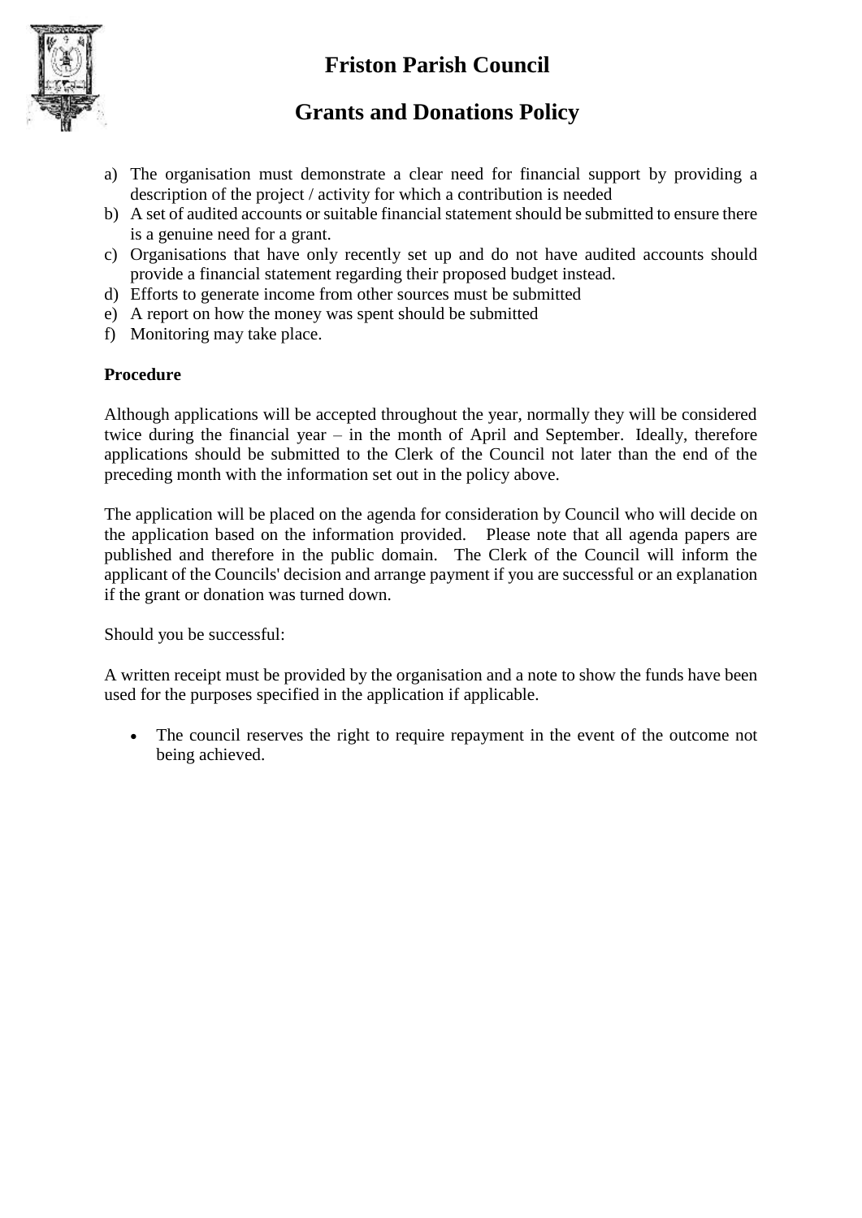# Friston Parish Council

## Grants and Donations Policy

a) The organisation must demonstrate a clear need for financial support by providing a description of the project / activity for which a contribution is needed
b) A set of audited accounts or suitable financial statement should be submitted to ensure there is a genuine need for a grant.
c) Organisations that have only recently set up and do not have audited accounts should provide a financial statement regarding their proposed budget instead.
d) Efforts to generate income from other sources must be submitted
e) A report on how the money was spent should be submitted
f) Monitoring may take place.

**Procedure**

Although applications will be accepted throughout the year, normally they will be considered twice during the financial year – in the month of April and September. Ideally, therefore applications should be submitted to the Clerk of the Council not later than the end of the preceding month with the information set out in the policy above.

The application will be placed on the agenda for consideration by Council who will decide on the application based on the information provided. Please note that all agenda papers are published and therefore in the public domain. The Clerk of the Council will inform the applicant of the Councils' decision and arrange payment if you are successful or an explanation if the grant or donation was turned down.

Should you be successful:

A written receipt must be provided by the organisation and a note to show the funds have been used for the purposes specified in the application if applicable.

- The council reserves the right to require repayment in the event of the outcome not being achieved.